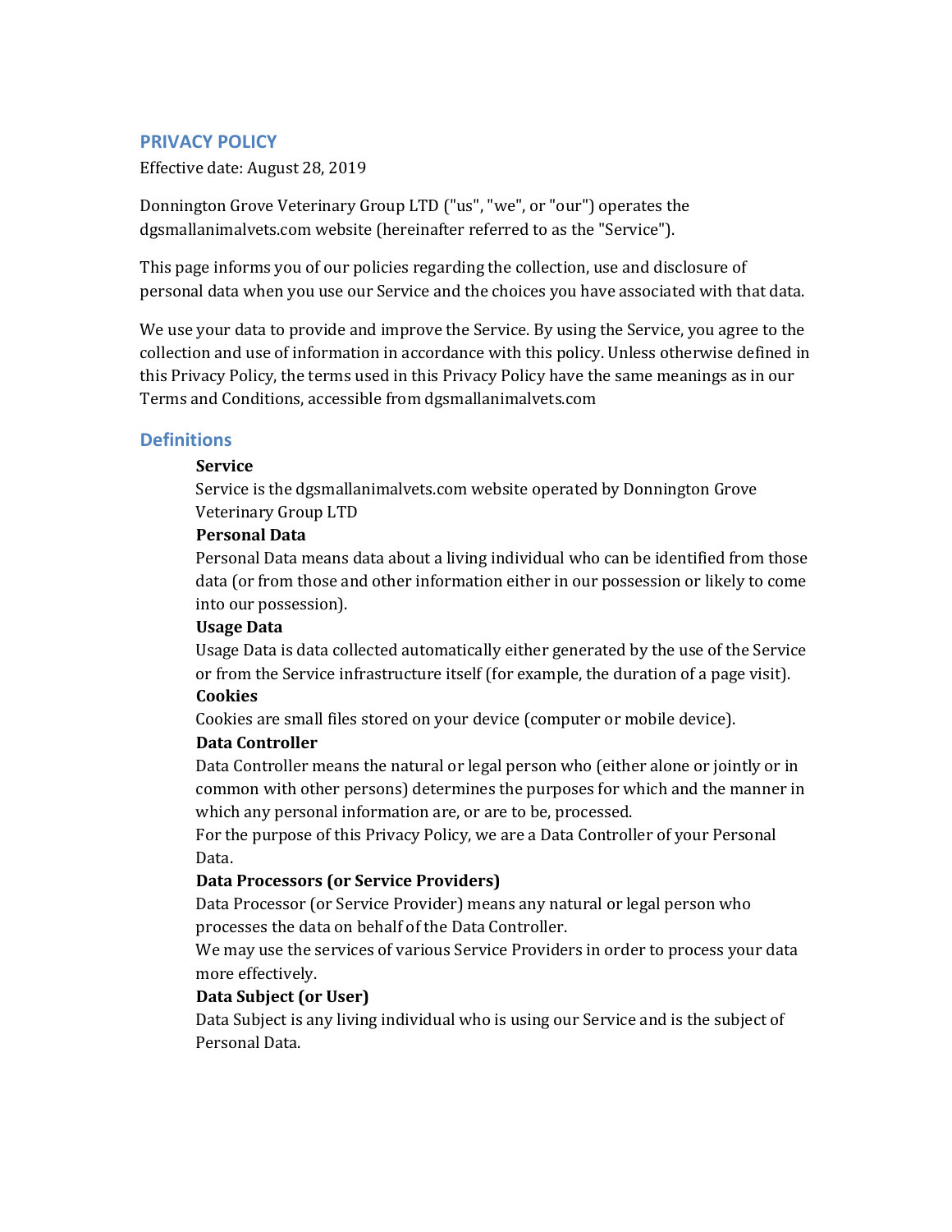## PRIVACY POLICY

Effective date: August 28, 2019

Donnington Grove Veterinary Group LTD ("us", "we", or "our") operates the dgsmallanimalvets.com website (hereinafter referred to as the "Service").

This page informs you of our policies regarding the collection, use and disclosure of personal data when you use our Service and the choices you have associated with that data.

We use your data to provide and improve the Service. By using the Service, you agree to the collection and use of information in accordance with this policy. Unless otherwise defined in this Privacy Policy, the terms used in this Privacy Policy have the same meanings as in our Terms and Conditions, accessible from dgsmallanimalvets.com

## Definitions

**Service**

Service is the dgsmallanimalvets.com website operated by Donnington Grove Veterinary Group LTD

**Personal Data**

Personal Data means data about a living individual who can be identified from those data (or from those and other information either in our possession or likely to come into our possession).

**Usage Data**

Usage Data is data collected automatically either generated by the use of the Service or from the Service infrastructure itself (for example, the duration of a page visit).

**Cookies**

Cookies are small files stored on your device (computer or mobile device).

**Data Controller**

Data Controller means the natural or legal person who (either alone or jointly or in common with other persons) determines the purposes for which and the manner in which any personal information are, or are to be, processed.

For the purpose of this Privacy Policy, we are a Data Controller of your Personal Data.

**Data Processors (or Service Providers)**

Data Processor (or Service Provider) means any natural or legal person who processes the data on behalf of the Data Controller.

We may use the services of various Service Providers in order to process your data more effectively.

**Data Subject (or User)**

Data Subject is any living individual who is using our Service and is the subject of Personal Data.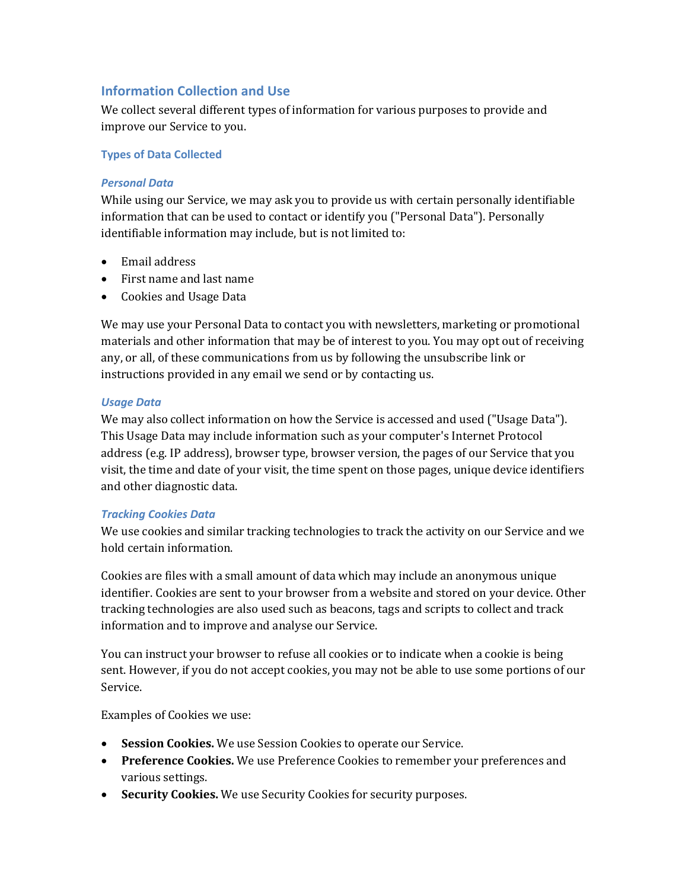## Information Collection and Use

We collect several different types of information for various purposes to provide and improve our Service to you.

### Types of Data Collected

#### *Personal Data*

While using our Service, we may ask you to provide us with certain personally identifiable information that can be used to contact or identify you ("Personal Data"). Personally identifiable information may include, but is not limited to:

- Email address
- First name and last name
- Cookies and Usage Data

We may use your Personal Data to contact you with newsletters, marketing or promotional materials and other information that may be of interest to you. You may opt out of receiving any, or all, of these communications from us by following the unsubscribe link or instructions provided in any email we send or by contacting us.

#### *Usage Data*

We may also collect information on how the Service is accessed and used ("Usage Data"). This Usage Data may include information such as your computer's Internet Protocol address (e.g. IP address), browser type, browser version, the pages of our Service that you visit, the time and date of your visit, the time spent on those pages, unique device identifiers and other diagnostic data.

#### *Tracking Cookies Data*

We use cookies and similar tracking technologies to track the activity on our Service and we hold certain information.

Cookies are files with a small amount of data which may include an anonymous unique identifier. Cookies are sent to your browser from a website and stored on your device. Other tracking technologies are also used such as beacons, tags and scripts to collect and track information and to improve and analyse our Service.

You can instruct your browser to refuse all cookies or to indicate when a cookie is being sent. However, if you do not accept cookies, you may not be able to use some portions of our Service.

Examples of Cookies we use:

- **Session Cookies.** We use Session Cookies to operate our Service.
- **Preference Cookies.** We use Preference Cookies to remember your preferences and various settings.
- **Security Cookies.** We use Security Cookies for security purposes.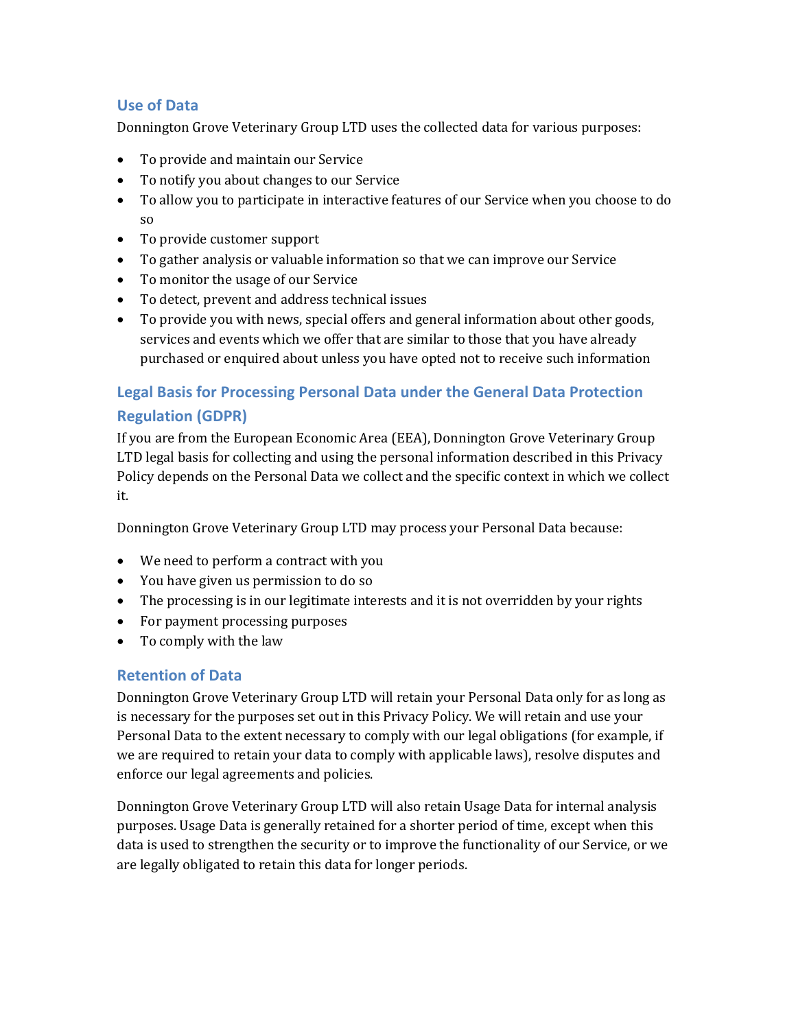## Use of Data

Donnington Grove Veterinary Group LTD uses the collected data for various purposes:

- To provide and maintain our Service
- To notify you about changes to our Service
- To allow you to participate in interactive features of our Service when you choose to do so
- To provide customer support
- To gather analysis or valuable information so that we can improve our Service
- To monitor the usage of our Service
- To detect, prevent and address technical issues
- To provide you with news, special offers and general information about other goods, services and events which we offer that are similar to those that you have already purchased or enquired about unless you have opted not to receive such information

## Legal Basis for Processing Personal Data under the General Data Protection Regulation (GDPR)

If you are from the European Economic Area (EEA), Donnington Grove Veterinary Group LTD legal basis for collecting and using the personal information described in this Privacy Policy depends on the Personal Data we collect and the specific context in which we collect it.

Donnington Grove Veterinary Group LTD may process your Personal Data because:

- We need to perform a contract with you
- You have given us permission to do so
- The processing is in our legitimate interests and it is not overridden by your rights
- For payment processing purposes
- To comply with the law

## Retention of Data

Donnington Grove Veterinary Group LTD will retain your Personal Data only for as long as is necessary for the purposes set out in this Privacy Policy. We will retain and use your Personal Data to the extent necessary to comply with our legal obligations (for example, if we are required to retain your data to comply with applicable laws), resolve disputes and enforce our legal agreements and policies.

Donnington Grove Veterinary Group LTD will also retain Usage Data for internal analysis purposes. Usage Data is generally retained for a shorter period of time, except when this data is used to strengthen the security or to improve the functionality of our Service, or we are legally obligated to retain this data for longer periods.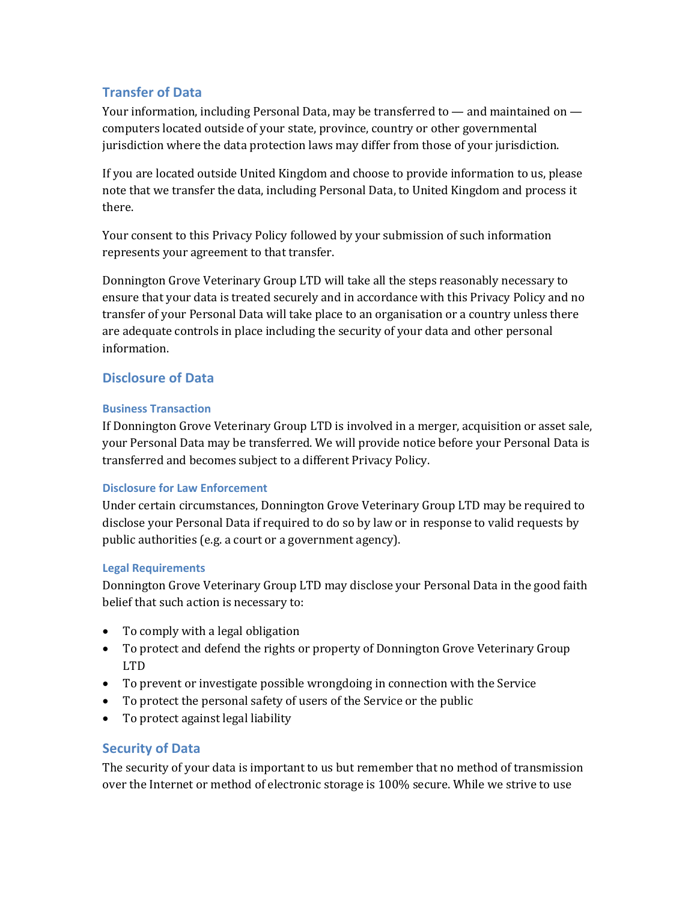## Transfer of Data

Your information, including Personal Data, may be transferred to — and maintained on — computers located outside of your state, province, country or other governmental jurisdiction where the data protection laws may differ from those of your jurisdiction.

If you are located outside United Kingdom and choose to provide information to us, please note that we transfer the data, including Personal Data, to United Kingdom and process it there.

Your consent to this Privacy Policy followed by your submission of such information represents your agreement to that transfer.

Donnington Grove Veterinary Group LTD will take all the steps reasonably necessary to ensure that your data is treated securely and in accordance with this Privacy Policy and no transfer of your Personal Data will take place to an organisation or a country unless there are adequate controls in place including the security of your data and other personal information.

## Disclosure of Data

### Business Transaction

If Donnington Grove Veterinary Group LTD is involved in a merger, acquisition or asset sale, your Personal Data may be transferred. We will provide notice before your Personal Data is transferred and becomes subject to a different Privacy Policy.

### Disclosure for Law Enforcement

Under certain circumstances, Donnington Grove Veterinary Group LTD may be required to disclose your Personal Data if required to do so by law or in response to valid requests by public authorities (e.g. a court or a government agency).

### Legal Requirements

Donnington Grove Veterinary Group LTD may disclose your Personal Data in the good faith belief that such action is necessary to:

- To comply with a legal obligation
- To protect and defend the rights or property of Donnington Grove Veterinary Group LTD
- To prevent or investigate possible wrongdoing in connection with the Service
- To protect the personal safety of users of the Service or the public
- To protect against legal liability

## Security of Data

The security of your data is important to us but remember that no method of transmission over the Internet or method of electronic storage is 100% secure. While we strive to use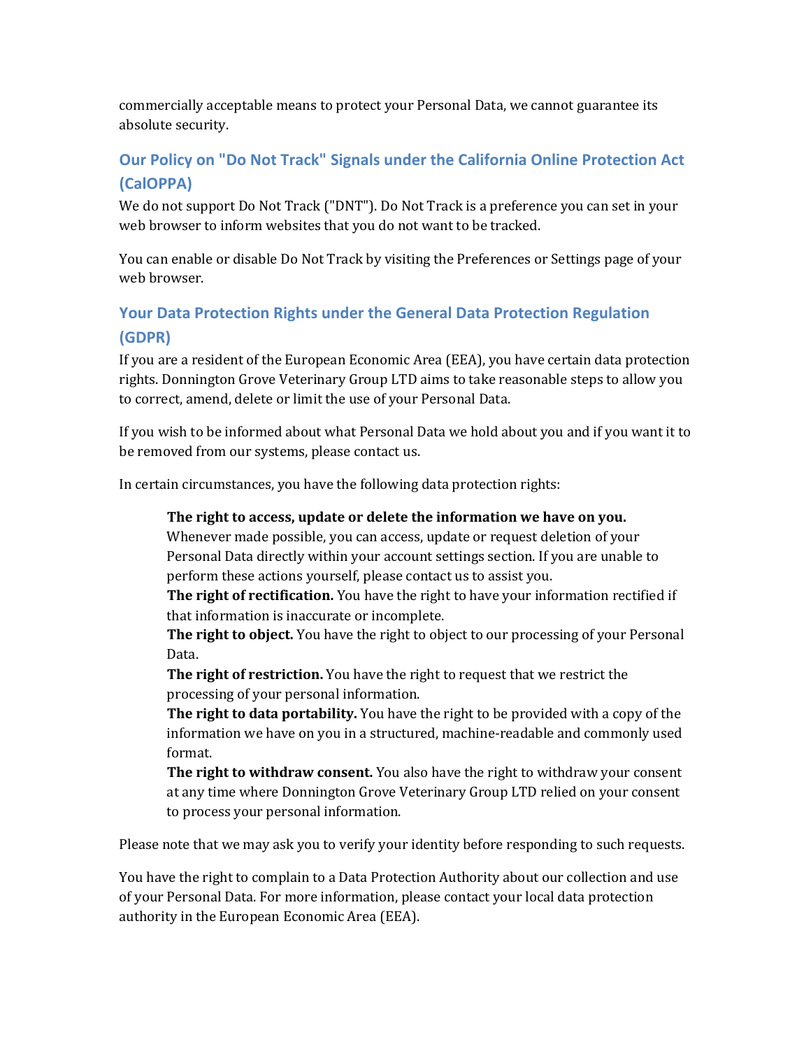commercially acceptable means to protect your Personal Data, we cannot guarantee its absolute security.

## Our Policy on "Do Not Track" Signals under the California Online Protection Act (CalOPPA)

We do not support Do Not Track ("DNT"). Do Not Track is a preference you can set in your web browser to inform websites that you do not want to be tracked.

You can enable or disable Do Not Track by visiting the Preferences or Settings page of your web browser.

## Your Data Protection Rights under the General Data Protection Regulation (GDPR)

If you are a resident of the European Economic Area (EEA), you have certain data protection rights. Donnington Grove Veterinary Group LTD aims to take reasonable steps to allow you to correct, amend, delete or limit the use of your Personal Data.

If you wish to be informed about what Personal Data we hold about you and if you want it to be removed from our systems, please contact us.

In certain circumstances, you have the following data protection rights:

> **The right to access, update or delete the information we have on you.** Whenever made possible, you can access, update or request deletion of your Personal Data directly within your account settings section. If you are unable to perform these actions yourself, please contact us to assist you.
> **The right of rectification.** You have the right to have your information rectified if that information is inaccurate or incomplete.
> **The right to object.** You have the right to object to our processing of your Personal Data.
> **The right of restriction.** You have the right to request that we restrict the processing of your personal information.
> **The right to data portability.** You have the right to be provided with a copy of the information we have on you in a structured, machine-readable and commonly used format.
> **The right to withdraw consent.** You also have the right to withdraw your consent at any time where Donnington Grove Veterinary Group LTD relied on your consent to process your personal information.

Please note that we may ask you to verify your identity before responding to such requests.

You have the right to complain to a Data Protection Authority about our collection and use of your Personal Data. For more information, please contact your local data protection authority in the European Economic Area (EEA).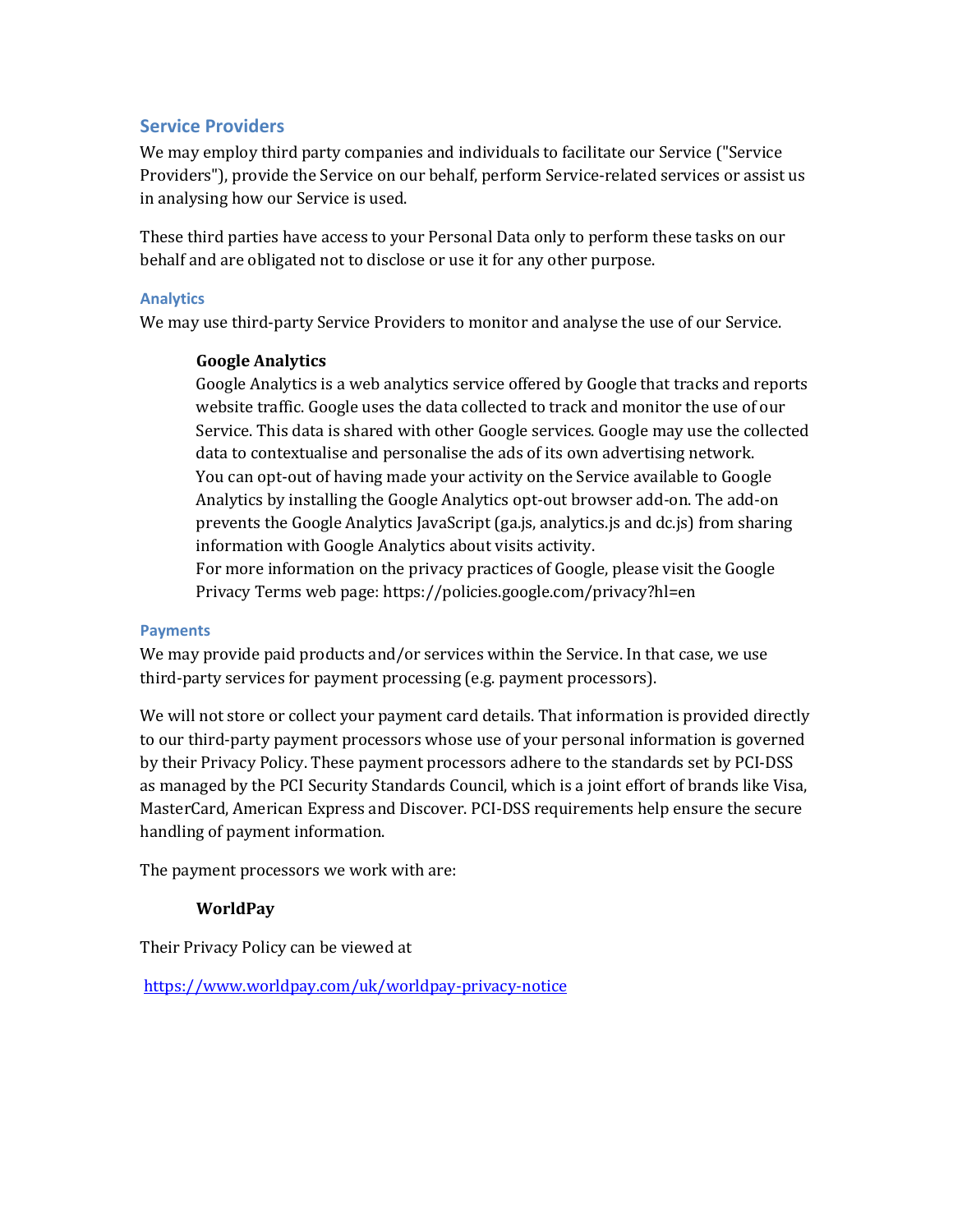## Service Providers

We may employ third party companies and individuals to facilitate our Service ("Service Providers"), provide the Service on our behalf, perform Service-related services or assist us in analysing how our Service is used.

These third parties have access to your Personal Data only to perform these tasks on our behalf and are obligated not to disclose or use it for any other purpose.

### Analytics

We may use third-party Service Providers to monitor and analyse the use of our Service.

**Google Analytics**
Google Analytics is a web analytics service offered by Google that tracks and reports website traffic. Google uses the data collected to track and monitor the use of our Service. This data is shared with other Google services. Google may use the collected data to contextualise and personalise the ads of its own advertising network.
You can opt-out of having made your activity on the Service available to Google Analytics by installing the Google Analytics opt-out browser add-on. The add-on prevents the Google Analytics JavaScript (ga.js, analytics.js and dc.js) from sharing information with Google Analytics about visits activity.
For more information on the privacy practices of Google, please visit the Google Privacy Terms web page: https://policies.google.com/privacy?hl=en

### Payments

We may provide paid products and/or services within the Service. In that case, we use third-party services for payment processing (e.g. payment processors).

We will not store or collect your payment card details. That information is provided directly to our third-party payment processors whose use of your personal information is governed by their Privacy Policy. These payment processors adhere to the standards set by PCI-DSS as managed by the PCI Security Standards Council, which is a joint effort of brands like Visa, MasterCard, American Express and Discover. PCI-DSS requirements help ensure the secure handling of payment information.

The payment processors we work with are:

**WorldPay**

Their Privacy Policy can be viewed at

https://www.worldpay.com/uk/worldpay-privacy-notice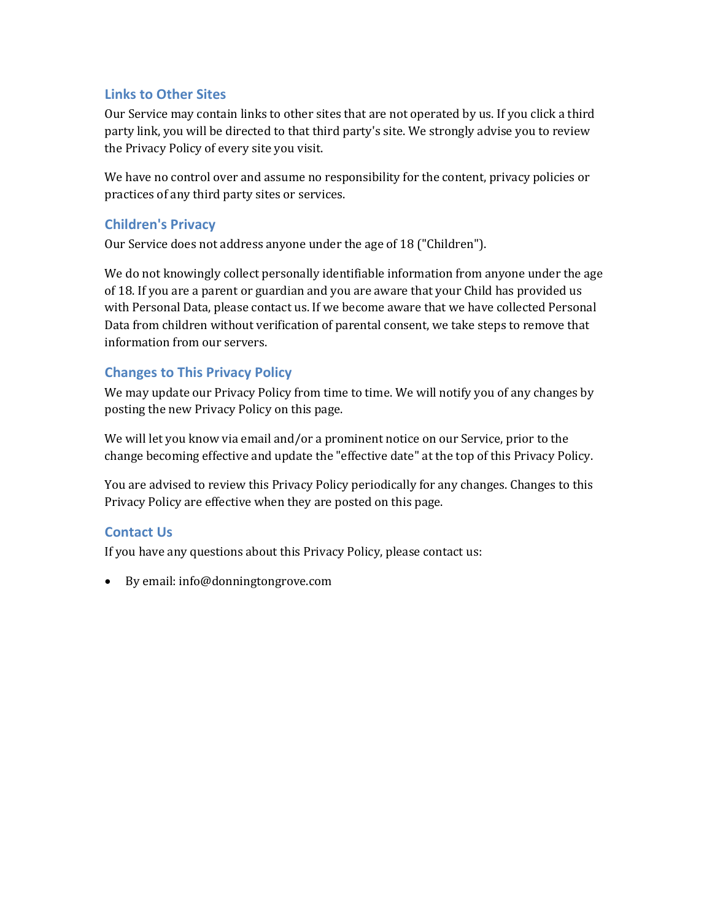## Links to Other Sites

Our Service may contain links to other sites that are not operated by us. If you click a third party link, you will be directed to that third party's site. We strongly advise you to review the Privacy Policy of every site you visit.

We have no control over and assume no responsibility for the content, privacy policies or practices of any third party sites or services.

## Children's Privacy

Our Service does not address anyone under the age of 18 ("Children").

We do not knowingly collect personally identifiable information from anyone under the age of 18. If you are a parent or guardian and you are aware that your Child has provided us with Personal Data, please contact us. If we become aware that we have collected Personal Data from children without verification of parental consent, we take steps to remove that information from our servers.

## Changes to This Privacy Policy

We may update our Privacy Policy from time to time. We will notify you of any changes by posting the new Privacy Policy on this page.

We will let you know via email and/or a prominent notice on our Service, prior to the change becoming effective and update the "effective date" at the top of this Privacy Policy.

You are advised to review this Privacy Policy periodically for any changes. Changes to this Privacy Policy are effective when they are posted on this page.

## Contact Us

If you have any questions about this Privacy Policy, please contact us:

- By email: info@donningtongrove.com